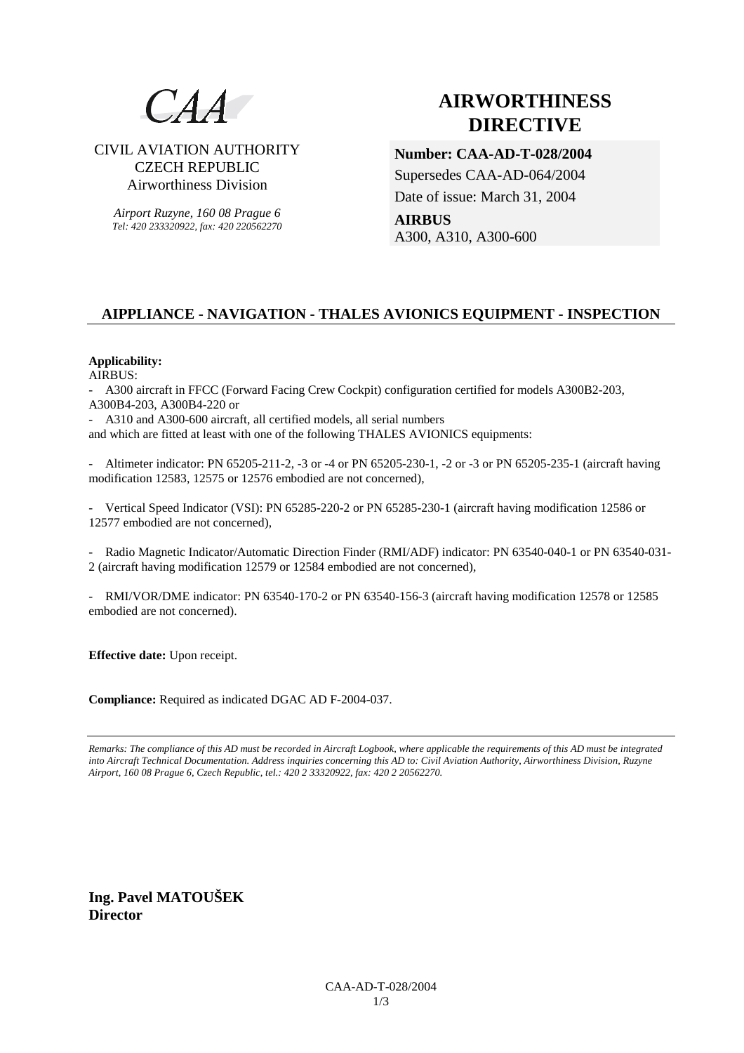CAA

CIVIL AVIATION AUTHORITY
CZECH REPUBLIC
Airworthiness Division

*Airport Ruzyne, 160 08 Prague 6*
*Tel: 420 233320922, fax: 420 220562270*

# AIRWORTHINESS DIRECTIVE

**Number: CAA-AD-T-028/2004**
Supersedes CAA-AD-064/2004
Date of issue: March 31, 2004

**AIRBUS**
A300, A310, A300-600

## AIPPLIANCE - NAVIGATION - THALES AVIONICS EQUIPMENT - INSPECTION

**Applicability:**
AIRBUS:

- A300 aircraft in FFCC (Forward Facing Crew Cockpit) configuration certified for models A300B2-203, A300B4-203, A300B4-220 or
- A310 and A300-600 aircraft, all certified models, all serial numbers

and which are fitted at least with one of the following THALES AVIONICS equipments:

- Altimeter indicator: PN 65205-211-2, -3 or -4 or PN 65205-230-1, -2 or -3 or PN 65205-235-1 (aircraft having modification 12583, 12575 or 12576 embodied are not concerned),

- Vertical Speed Indicator (VSI): PN 65285-220-2 or PN 65285-230-1 (aircraft having modification 12586 or 12577 embodied are not concerned),

- Radio Magnetic Indicator/Automatic Direction Finder (RMI/ADF) indicator: PN 63540-040-1 or PN 63540-031-2 (aircraft having modification 12579 or 12584 embodied are not concerned),

- RMI/VOR/DME indicator: PN 63540-170-2 or PN 63540-156-3 (aircraft having modification 12578 or 12585 embodied are not concerned).

**Effective date:** Upon receipt.

**Compliance:** Required as indicated DGAC AD F-2004-037.

---

*Remarks: The compliance of this AD must be recorded in Aircraft Logbook, where applicable the requirements of this AD must be integrated into Aircraft Technical Documentation. Address inquiries concerning this AD to: Civil Aviation Authority, Airworthiness Division, Ruzyne Airport, 160 08 Prague 6, Czech Republic, tel.: 420 2 33320922, fax: 420 2 20562270.*

**Ing. Pavel MATOUŠEK**
**Director**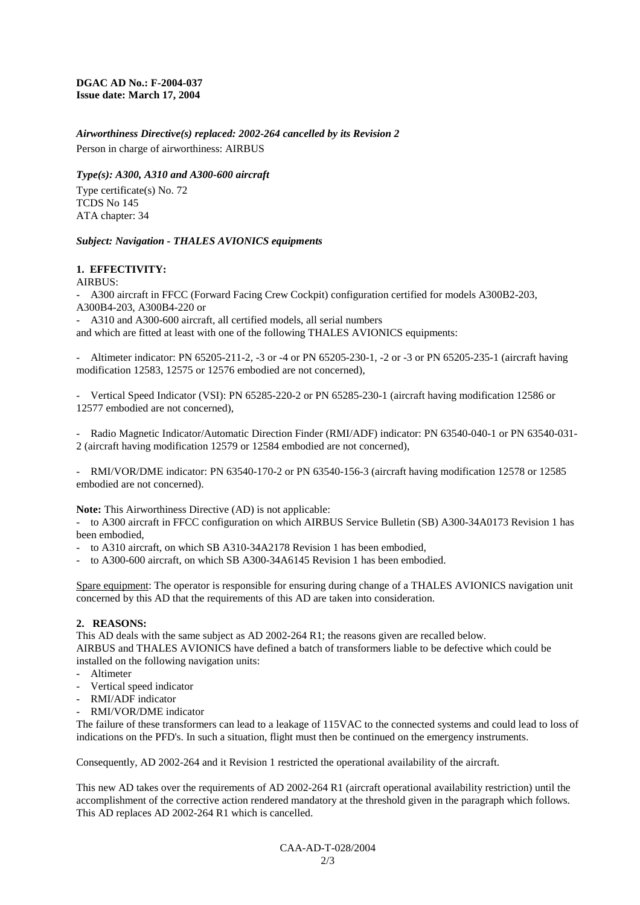**DGAC AD No.: F-2004-037**
**Issue date: March 17, 2004**

***Airworthiness Directive(s) replaced: 2002-264 cancelled by its Revision 2***

Person in charge of airworthiness: AIRBUS

***Type(s): A300, A310 and A300-600 aircraft***

Type certificate(s) No. 72
TCDS No 145
ATA chapter: 34

***Subject: Navigation - THALES AVIONICS equipments***

## 1. EFFECTIVITY:

AIRBUS:

- A300 aircraft in FFCC (Forward Facing Crew Cockpit) configuration certified for models A300B2-203, A300B4-203, A300B4-220 or
- A310 and A300-600 aircraft, all certified models, all serial numbers

and which are fitted at least with one of the following THALES AVIONICS equipments:

- Altimeter indicator: PN 65205-211-2, -3 or -4 or PN 65205-230-1, -2 or -3 or PN 65205-235-1 (aircraft having modification 12583, 12575 or 12576 embodied are not concerned),

- Vertical Speed Indicator (VSI): PN 65285-220-2 or PN 65285-230-1 (aircraft having modification 12586 or 12577 embodied are not concerned),

- Radio Magnetic Indicator/Automatic Direction Finder (RMI/ADF) indicator: PN 63540-040-1 or PN 63540-031-2 (aircraft having modification 12579 or 12584 embodied are not concerned),

- RMI/VOR/DME indicator: PN 63540-170-2 or PN 63540-156-3 (aircraft having modification 12578 or 12585 embodied are not concerned).

**Note:** This Airworthiness Directive (AD) is not applicable:

- to A300 aircraft in FFCC configuration on which AIRBUS Service Bulletin (SB) A300-34A0173 Revision 1 has been embodied,
- to A310 aircraft, on which SB A310-34A2178 Revision 1 has been embodied,
- to A300-600 aircraft, on which SB A300-34A6145 Revision 1 has been embodied.

Spare equipment: The operator is responsible for ensuring during change of a THALES AVIONICS navigation unit concerned by this AD that the requirements of this AD are taken into consideration.

## 2. REASONS:

This AD deals with the same subject as AD 2002-264 R1; the reasons given are recalled below.
AIRBUS and THALES AVIONICS have defined a batch of transformers liable to be defective which could be installed on the following navigation units:

- Altimeter
- Vertical speed indicator
- RMI/ADF indicator
- RMI/VOR/DME indicator

The failure of these transformers can lead to a leakage of 115VAC to the connected systems and could lead to loss of indications on the PFD's. In such a situation, flight must then be continued on the emergency instruments.

Consequently, AD 2002-264 and it Revision 1 restricted the operational availability of the aircraft.

This new AD takes over the requirements of AD 2002-264 R1 (aircraft operational availability restriction) until the accomplishment of the corrective action rendered mandatory at the threshold given in the paragraph which follows. This AD replaces AD 2002-264 R1 which is cancelled.

CAA-AD-T-028/2004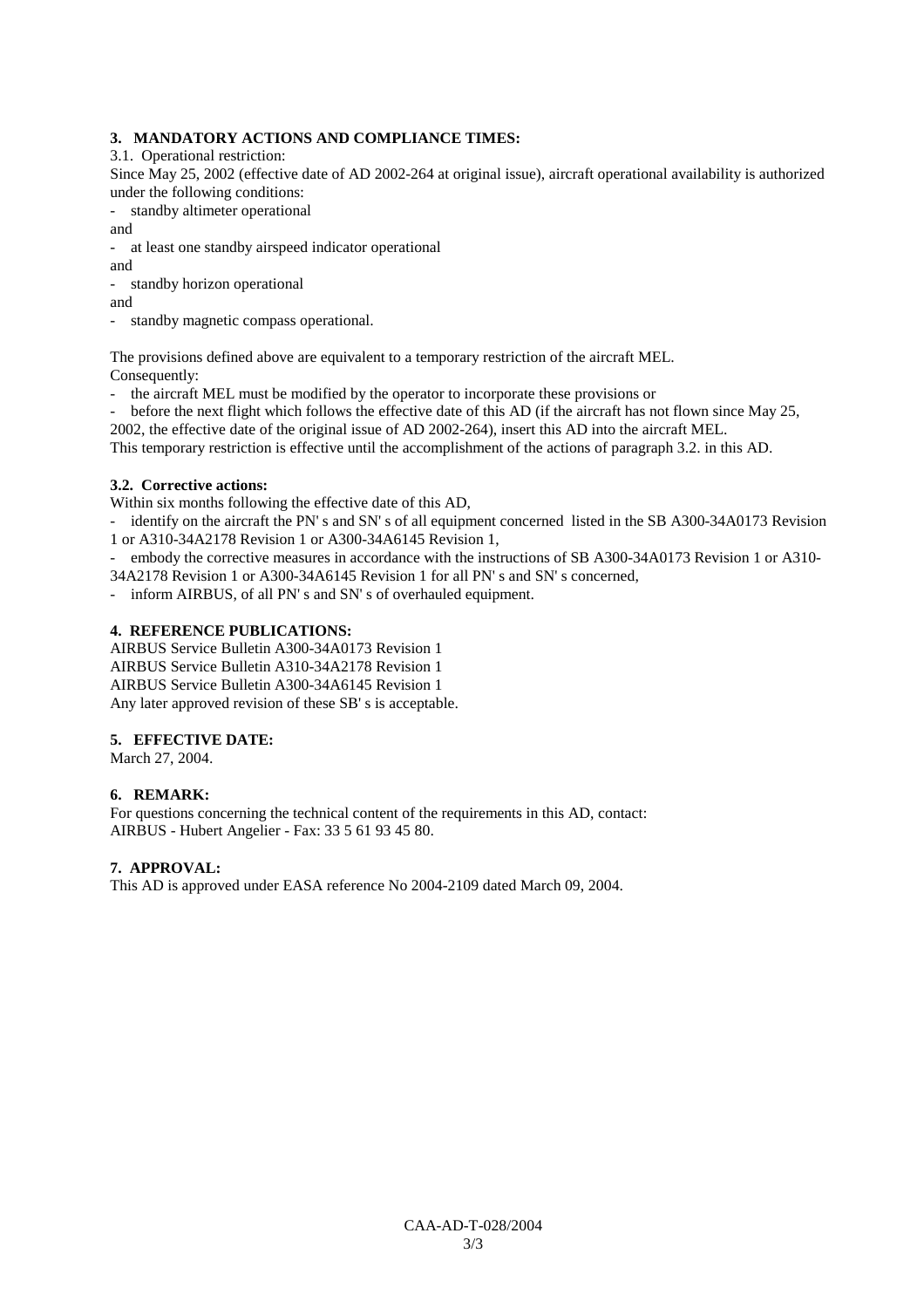## 3. MANDATORY ACTIONS AND COMPLIANCE TIMES:

3.1. Operational restriction:

Since May 25, 2002 (effective date of AD 2002-264 at original issue), aircraft operational availability is authorized under the following conditions:

- standby altimeter operational

and

- at least one standby airspeed indicator operational

and

- standby horizon operational

and

- standby magnetic compass operational.

The provisions defined above are equivalent to a temporary restriction of the aircraft MEL.
Consequently:

- the aircraft MEL must be modified by the operator to incorporate these provisions or
- before the next flight which follows the effective date of this AD (if the aircraft has not flown since May 25, 2002, the effective date of the original issue of AD 2002-264), insert this AD into the aircraft MEL.

This temporary restriction is effective until the accomplishment of the actions of paragraph 3.2. in this AD.

### 3.2. Corrective actions:

Within six months following the effective date of this AD,

- identify on the aircraft the PN' s and SN' s of all equipment concerned listed in the SB A300-34A0173 Revision 1 or A310-34A2178 Revision 1 or A300-34A6145 Revision 1,
- embody the corrective measures in accordance with the instructions of SB A300-34A0173 Revision 1 or A310-34A2178 Revision 1 or A300-34A6145 Revision 1 for all PN' s and SN' s concerned,
- inform AIRBUS, of all PN' s and SN' s of overhauled equipment.

## 4. REFERENCE PUBLICATIONS:

AIRBUS Service Bulletin A300-34A0173 Revision 1
AIRBUS Service Bulletin A310-34A2178 Revision 1
AIRBUS Service Bulletin A300-34A6145 Revision 1
Any later approved revision of these SB' s is acceptable.

## 5. EFFECTIVE DATE:

March 27, 2004.

## 6. REMARK:

For questions concerning the technical content of the requirements in this AD, contact:
AIRBUS - Hubert Angelier - Fax: 33 5 61 93 45 80.

## 7. APPROVAL:

This AD is approved under EASA reference No 2004-2109 dated March 09, 2004.

CAA-AD-T-028/2004